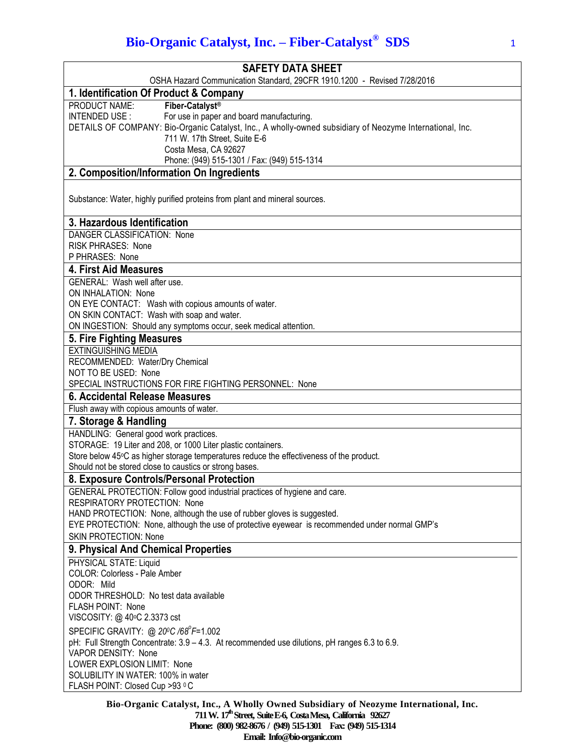# SAFETY DATA SHEET

OSHA Hazard Communication Standard, 29CFR 1910.1200 - Revised 7/28/2016

## 1. Identification Of Product & Company

PRODUCT NAME: **Fiber-Catalyst®**
INTENDED USE : For use in paper and board manufacturing.
DETAILS OF COMPANY: Bio-Organic Catalyst, Inc., A wholly-owned subsidiary of Neozyme International, Inc.
711 W. 17th Street, Suite E-6
Costa Mesa, CA 92627
Phone: (949) 515-1301 / Fax: (949) 515-1314

## 2. Composition/Information On Ingredients

Substance: Water, highly purified proteins from plant and mineral sources.

## 3. Hazardous Identification

DANGER CLASSIFICATION: None
RISK PHRASES: None
P PHRASES: None

## 4. First Aid Measures

GENERAL: Wash well after use.
ON INHALATION: None
ON EYE CONTACT: Wash with copious amounts of water.
ON SKIN CONTACT: Wash with soap and water.
ON INGESTION: Should any symptoms occur, seek medical attention.

## 5. Fire Fighting Measures

EXTINGUISHING MEDIA
RECOMMENDED: Water/Dry Chemical
NOT TO BE USED: None
SPECIAL INSTRUCTIONS FOR FIRE FIGHTING PERSONNEL: None

## 6. Accidental Release Measures

Flush away with copious amounts of water.

## 7. Storage & Handling

HANDLING: General good work practices.
STORAGE: 19 Liter and 208, or 1000 Liter plastic containers.
Store below 45°C as higher storage temperatures reduce the effectiveness of the product.
Should not be stored close to caustics or strong bases.

## 8. Exposure Controls/Personal Protection

GENERAL PROTECTION: Follow good industrial practices of hygiene and care.
RESPIRATORY PROTECTION: None
HAND PROTECTION: None, although the use of rubber gloves is suggested.
EYE PROTECTION: None, although the use of protective eyewear is recommended under normal GMP's
SKIN PROTECTION: None

## 9. Physical And Chemical Properties

PHYSICAL STATE: Liquid
COLOR: Colorless - Pale Amber
ODOR: Mild
ODOR THRESHOLD: No test data available
FLASH POINT: None
VISCOSITY: @ 40°C 2.3373 cst
SPECIFIC GRAVITY: @ *20°C /68°F*=1.002
pH: Full Strength Concentrate: 3.9 – 4.3. At recommended use dilutions, pH ranges 6.3 to 6.9.
VAPOR DENSITY: None
LOWER EXPLOSION LIMIT: None
SOLUBILITY IN WATER: 100% in water
FLASH POINT: Closed Cup >93 °C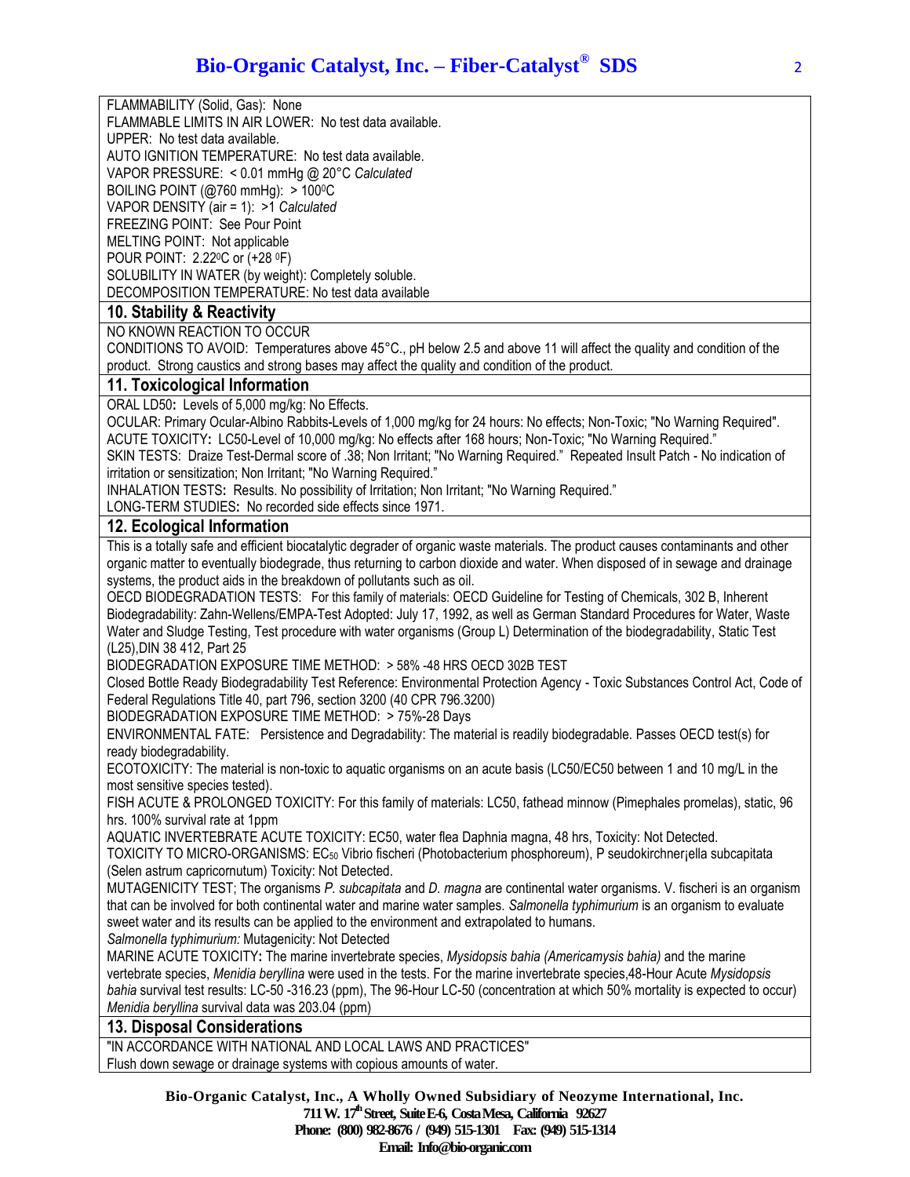FLAMMABILITY (Solid, Gas): None
FLAMMABLE LIMITS IN AIR LOWER: No test data available.
UPPER: No test data available.
AUTO IGNITION TEMPERATURE: No test data available.
VAPOR PRESSURE: < 0.01 mmHg @ 20°C *Calculated*
BOILING POINT (@760 mmHg): > 100°C
VAPOR DENSITY (air = 1): >1 *Calculated*
FREEZING POINT: See Pour Point
MELTING POINT: Not applicable
POUR POINT: 2.22°C or (+28 °F)
SOLUBILITY IN WATER (by weight): Completely soluble.
DECOMPOSITION TEMPERATURE: No test data available

## 10. Stability & Reactivity

NO KNOWN REACTION TO OCCUR
CONDITIONS TO AVOID: Temperatures above 45°C., pH below 2.5 and above 11 will affect the quality and condition of the product. Strong caustics and strong bases may affect the quality and condition of the product.

## 11. Toxicological Information

ORAL LD50**:** Levels of 5,000 mg/kg: No Effects.
OCULAR: Primary Ocular-Albino Rabbits-Levels of 1,000 mg/kg for 24 hours: No effects; Non-Toxic; "No Warning Required".
ACUTE TOXICITY**:** LC50-Level of 10,000 mg/kg: No effects after 168 hours; Non-Toxic; "No Warning Required."
SKIN TESTS: Draize Test-Dermal score of .38; Non Irritant; "No Warning Required." Repeated Insult Patch - No indication of irritation or sensitization; Non Irritant; "No Warning Required."
INHALATION TESTS**:** Results. No possibility of Irritation; Non Irritant; "No Warning Required."
LONG-TERM STUDIES**:** No recorded side effects since 1971.

## 12. Ecological Information

This is a totally safe and efficient biocatalytic degrader of organic waste materials. The product causes contaminants and other organic matter to eventually biodegrade, thus returning to carbon dioxide and water. When disposed of in sewage and drainage systems, the product aids in the breakdown of pollutants such as oil.
OECD BIODEGRADATION TESTS: For this family of materials: OECD Guideline for Testing of Chemicals, 302 B, Inherent Biodegradability: Zahn-Wellens/EMPA-Test Adopted: July 17, 1992, as well as German Standard Procedures for Water, Waste Water and Sludge Testing, Test procedure with water organisms (Group L) Determination of the biodegradability, Static Test (L25),DIN 38 412, Part 25
BIODEGRADATION EXPOSURE TIME METHOD: > 58% -48 HRS OECD 302B TEST
Closed Bottle Ready Biodegradability Test Reference: Environmental Protection Agency - Toxic Substances Control Act, Code of Federal Regulations Title 40, part 796, section 3200 (40 CPR 796.3200)
BIODEGRADATION EXPOSURE TIME METHOD: > 75%-28 Days
ENVIRONMENTAL FATE: Persistence and Degradability: The material is readily biodegradable. Passes OECD test(s) for ready biodegradability.
ECOTOXICITY: The material is non-toxic to aquatic organisms on an acute basis (LC50/EC50 between 1 and 10 mg/L in the most sensitive species tested).
FISH ACUTE & PROLONGED TOXICITY: For this family of materials: LC50, fathead minnow (Pimephales promelas), static, 96 hrs. 100% survival rate at 1ppm
AQUATIC INVERTEBRATE ACUTE TOXICITY: EC50, water flea Daphnia magna, 48 hrs, Toxicity: Not Detected.
TOXICITY TO MICRO-ORGANISMS: $EC_{50}$ Vibrio fischeri (Photobacterium phosphoreum), P seudokirchner¡ella subcapitata (Selen astrum capricornutum) Toxicity: Not Detected.
MUTAGENICITY TEST; The organisms *P. subcapitata* and *D. magna* are continental water organisms. V. fischeri is an organism that can be involved for both continental water and marine water samples. *Salmonella typhimurium* is an organism to evaluate sweet water and its results can be applied to the environment and extrapolated to humans.
*Salmonella typhimurium:* Mutagenicity: Not Detected
MARINE ACUTE TOXICITY**:** The marine invertebrate species, *Mysidopsis bahia (Americamysis bahia)* and the marine vertebrate species, *Menidia beryllina* were used in the tests. For the marine invertebrate species,48-Hour Acute *Mysidopsis bahia* survival test results: LC-50 -316.23 (ppm), The 96-Hour LC-50 (concentration at which 50% mortality is expected to occur) *Menidia beryllina* survival data was 203.04 (ppm)

## 13. Disposal Considerations

"IN ACCORDANCE WITH NATIONAL AND LOCAL LAWS AND PRACTICES"
Flush down sewage or drainage systems with copious amounts of water.

**Bio-Organic Catalyst, Inc., A Wholly Owned Subsidiary of Neozyme International, Inc.**
**711 W. 17th Street, Suite E-6, Costa Mesa, California 92627**
**Phone: (800) 982-8676 / (949) 515-1301 Fax: (949) 515-1314**
**Email: Info@bio-organic.com**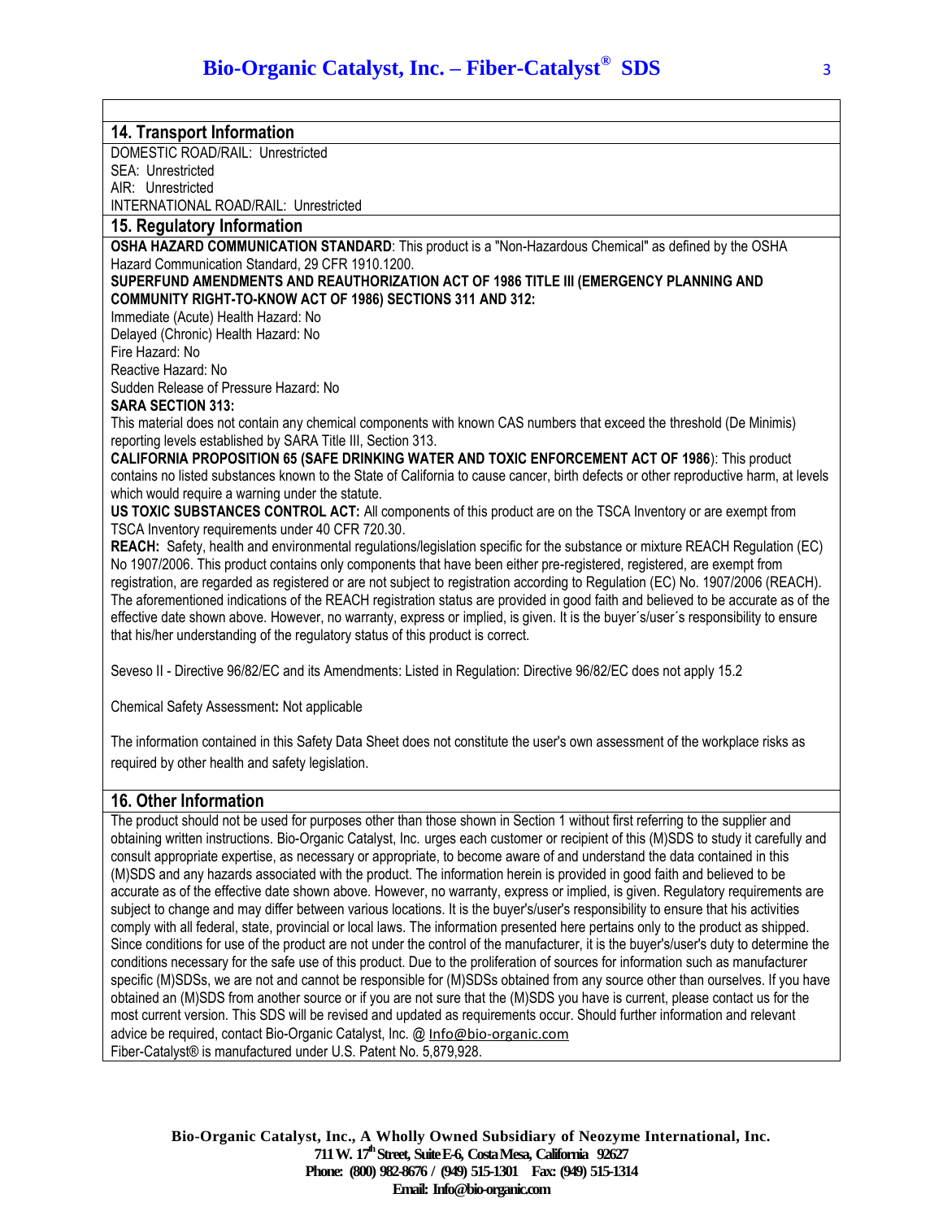## 14. Transport Information

DOMESTIC ROAD/RAIL: Unrestricted
SEA: Unrestricted
AIR: Unrestricted
INTERNATIONAL ROAD/RAIL: Unrestricted

## 15. Regulatory Information

**OSHA HAZARD COMMUNICATION STANDARD**: This product is a "Non-Hazardous Chemical" as defined by the OSHA Hazard Communication Standard, 29 CFR 1910.1200.

**SUPERFUND AMENDMENTS AND REAUTHORIZATION ACT OF 1986 TITLE III (EMERGENCY PLANNING AND COMMUNITY RIGHT-TO-KNOW ACT OF 1986) SECTIONS 311 AND 312:**

Immediate (Acute) Health Hazard: No
Delayed (Chronic) Health Hazard: No
Fire Hazard: No
Reactive Hazard: No
Sudden Release of Pressure Hazard: No

**SARA SECTION 313:**

This material does not contain any chemical components with known CAS numbers that exceed the threshold (De Minimis) reporting levels established by SARA Title III, Section 313.

**CALIFORNIA PROPOSITION 65 (SAFE DRINKING WATER AND TOXIC ENFORCEMENT ACT OF 1986**): This product contains no listed substances known to the State of California to cause cancer, birth defects or other reproductive harm, at levels which would require a warning under the statute.

**US TOXIC SUBSTANCES CONTROL ACT:** All components of this product are on the TSCA Inventory or are exempt from TSCA Inventory requirements under 40 CFR 720.30.

**REACH:** Safety, health and environmental regulations/legislation specific for the substance or mixture REACH Regulation (EC) No 1907/2006. This product contains only components that have been either pre-registered, registered, are exempt from registration, are regarded as registered or are not subject to registration according to Regulation (EC) No. 1907/2006 (REACH). The aforementioned indications of the REACH registration status are provided in good faith and believed to be accurate as of the effective date shown above. However, no warranty, express or implied, is given. It is the buyer´s/user´s responsibility to ensure that his/her understanding of the regulatory status of this product is correct.

Seveso II - Directive 96/82/EC and its Amendments: Listed in Regulation: Directive 96/82/EC does not apply 15.2

Chemical Safety Assessment**:** Not applicable

The information contained in this Safety Data Sheet does not constitute the user's own assessment of the workplace risks as required by other health and safety legislation.

## 16. Other Information

The product should not be used for purposes other than those shown in Section 1 without first referring to the supplier and obtaining written instructions. Bio-Organic Catalyst, Inc. urges each customer or recipient of this (M)SDS to study it carefully and consult appropriate expertise, as necessary or appropriate, to become aware of and understand the data contained in this (M)SDS and any hazards associated with the product. The information herein is provided in good faith and believed to be accurate as of the effective date shown above. However, no warranty, express or implied, is given. Regulatory requirements are subject to change and may differ between various locations. It is the buyer's/user's responsibility to ensure that his activities comply with all federal, state, provincial or local laws. The information presented here pertains only to the product as shipped. Since conditions for use of the product are not under the control of the manufacturer, it is the buyer's/user's duty to determine the conditions necessary for the safe use of this product. Due to the proliferation of sources for information such as manufacturer specific (M)SDSs, we are not and cannot be responsible for (M)SDSs obtained from any source other than ourselves. If you have obtained an (M)SDS from another source or if you are not sure that the (M)SDS you have is current, please contact us for the most current version. This SDS will be revised and updated as requirements occur. Should further information and relevant advice be required, contact Bio-Organic Catalyst, Inc. @ Info@bio-organic.com
Fiber-Catalyst® is manufactured under U.S. Patent No. 5,879,928.

**Bio-Organic Catalyst, Inc., A Wholly Owned Subsidiary of Neozyme International, Inc.**
**711 W. 17th Street, Suite E-6, Costa Mesa, California 92627**
**Phone: (800) 982-8676 / (949) 515-1301 Fax: (949) 515-1314**
**Email: Info@bio-organic.com**